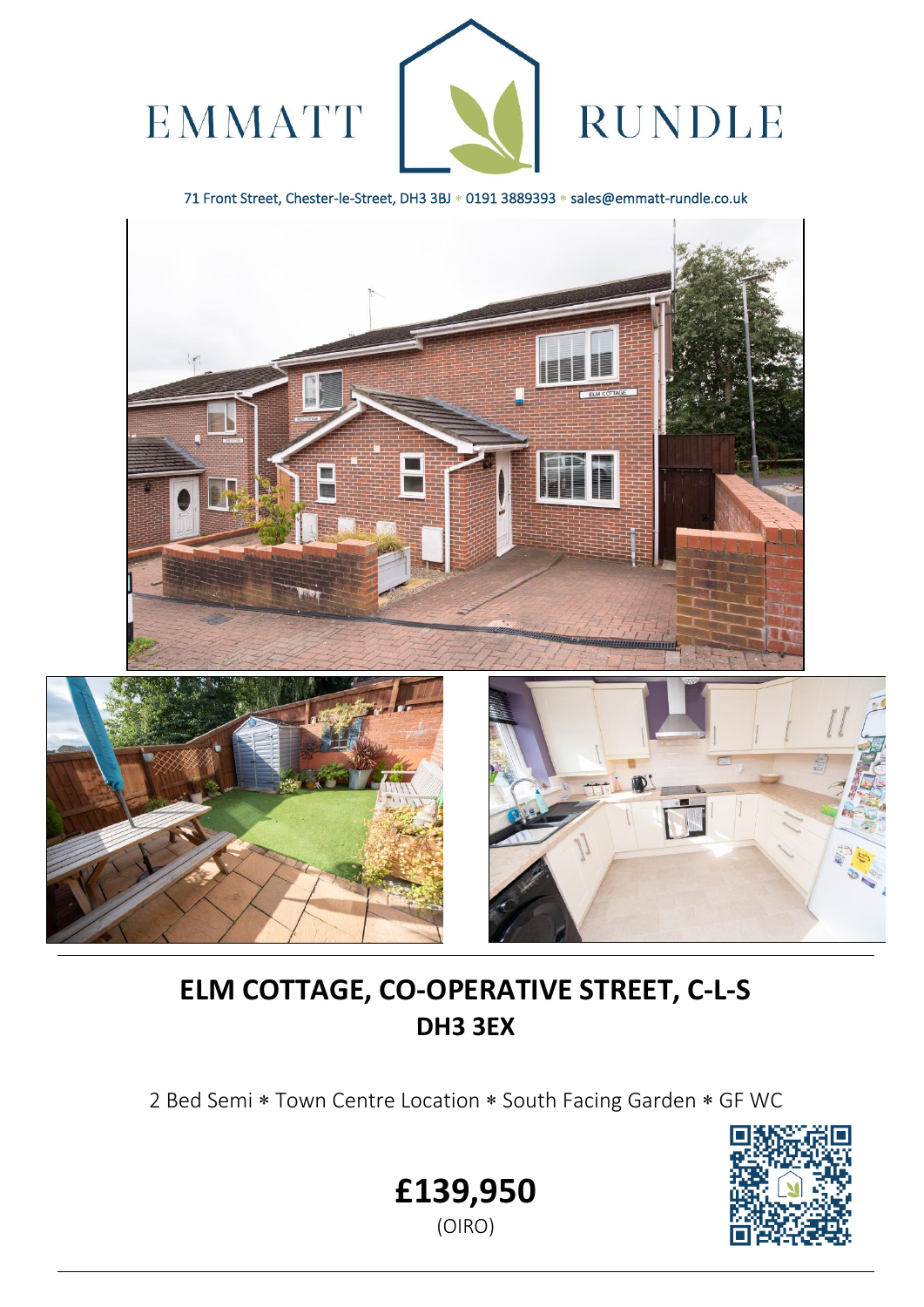EMMATT RUNDLE

71 Front Street, Chester-le-Street, DH3 3BJ ∗ 0191 3889393 ∗ sales@emmatt-rundle.co.uk

# ELM COTTAGE, CO-OPERATIVE STREET, C-L-S
## DH3 3EX

2 Bed Semi ∗ Town Centre Location ∗ South Facing Garden ∗ GF WC

**£139,950**

(OIRO)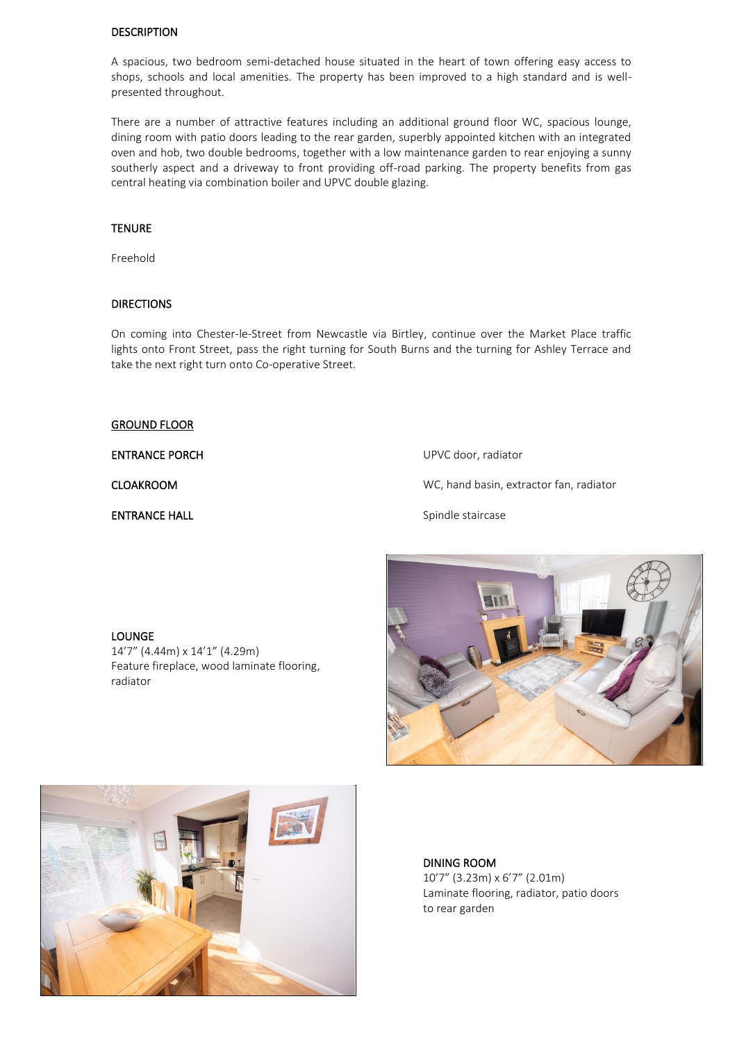## DESCRIPTION

A spacious, two bedroom semi-detached house situated in the heart of town offering easy access to shops, schools and local amenities. The property has been improved to a high standard and is well-presented throughout.

There are a number of attractive features including an additional ground floor WC, spacious lounge, dining room with patio doors leading to the rear garden, superbly appointed kitchen with an integrated oven and hob, two double bedrooms, together with a low maintenance garden to rear enjoying a sunny southerly aspect and a driveway to front providing off-road parking. The property benefits from gas central heating via combination boiler and UPVC double glazing.

## TENURE

Freehold

## DIRECTIONS

On coming into Chester-le-Street from Newcastle via Birtley, continue over the Market Place traffic lights onto Front Street, pass the right turning for South Burns and the turning for Ashley Terrace and take the next right turn onto Co-operative Street.

## GROUND FLOOR

**ENTRANCE PORCH**
UPVC door, radiator

**CLOAKROOM**
WC, hand basin, extractor fan, radiator

**ENTRANCE HALL**
Spindle staircase

**LOUNGE**
14’7” (4.44m) x 14’1” (4.29m)
Feature fireplace, wood laminate flooring, radiator

**DINING ROOM**
10’7” (3.23m) x 6’7” (2.01m)
Laminate flooring, radiator, patio doors to rear garden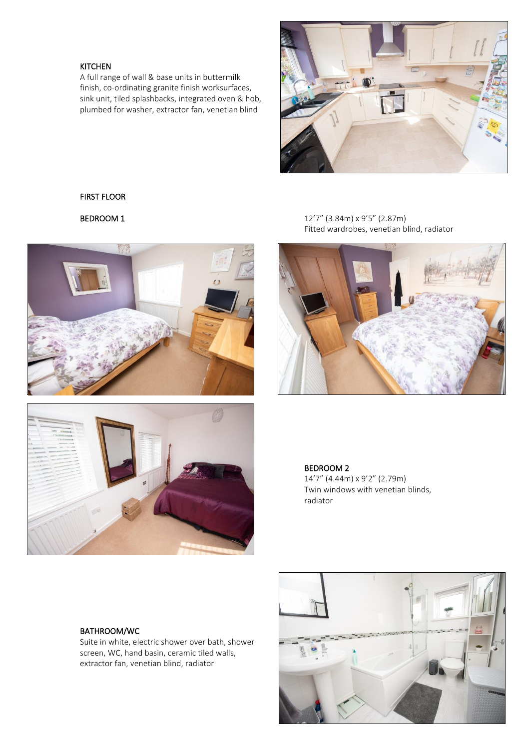KITCHEN

A full range of wall & base units in buttermilk finish, co-ordinating granite finish worksurfaces, sink unit, tiled splashbacks, integrated oven & hob, plumbed for washer, extractor fan, venetian blind

## FIRST FLOOR

BEDROOM 1

12'7" (3.84m) x 9'5" (2.87m)
Fitted wardrobes, venetian blind, radiator

BEDROOM 2

14'7" (4.44m) x 9'2" (2.79m)
Twin windows with venetian blinds, radiator

BATHROOM/WC

Suite in white, electric shower over bath, shower screen, WC, hand basin, ceramic tiled walls, extractor fan, venetian blind, radiator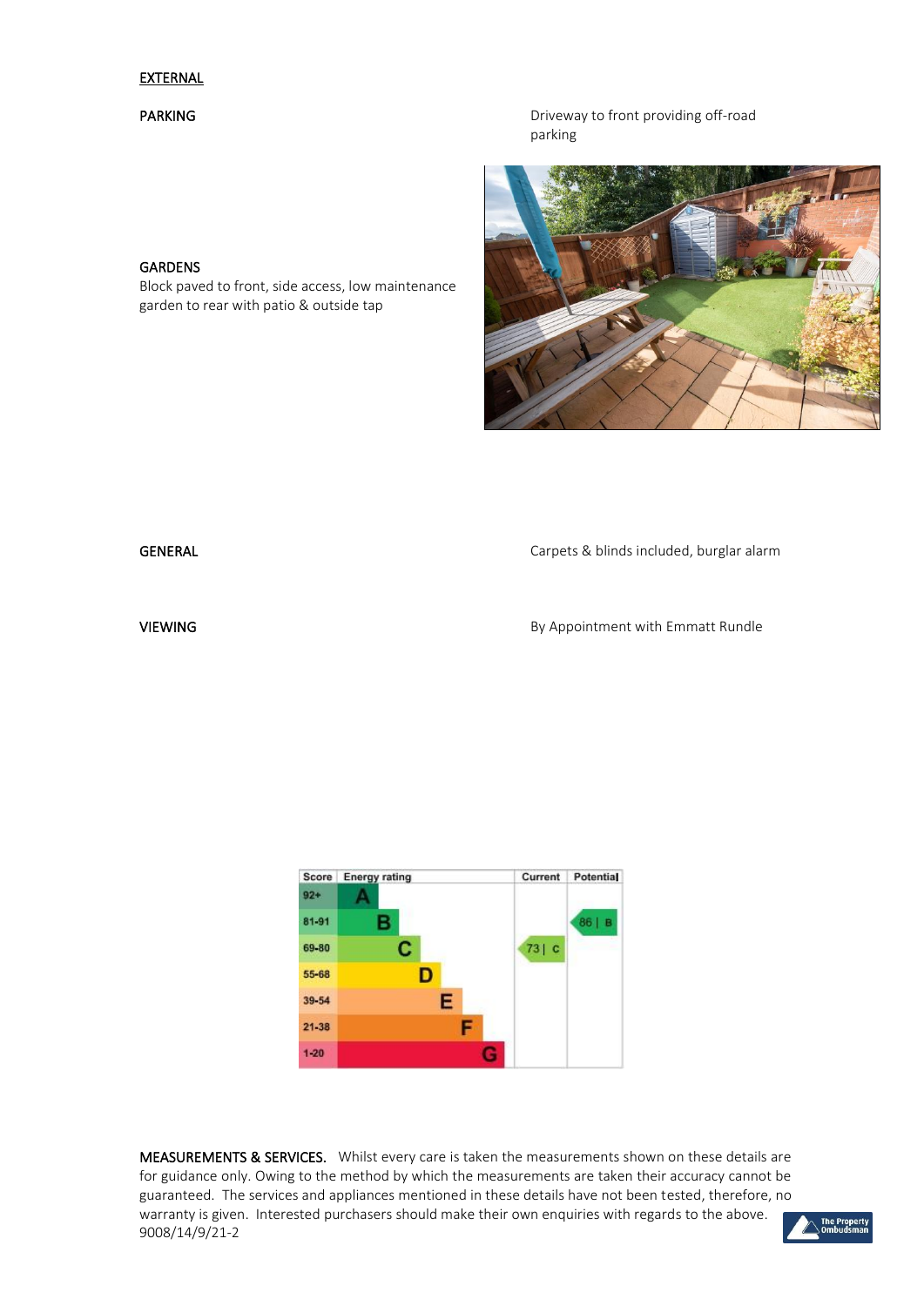## EXTERNAL

**PARKING**

Driveway to front providing off-road parking

**GARDENS**

Block paved to front, side access, low maintenance garden to rear with patio & outside tap

**GENERAL**

Carpets & blinds included, burglar alarm

**VIEWING**

By Appointment with Emmatt Rundle

Score
Energy rating
Current
Potential
92+ A
81-91 B
69-80 C
55-68 D
39-54 E
21-38 F
1-20 G
73 | C
86 | B

**MEASUREMENTS & SERVICES.** Whilst every care is taken the measurements shown on these details are for guidance only. Owing to the method by which the measurements are taken their accuracy cannot be guaranteed. The services and appliances mentioned in these details have not been tested, therefore, no warranty is given. Interested purchasers should make their own enquiries with regards to the above.
9008/14/9/21-2

The Property Ombudsman